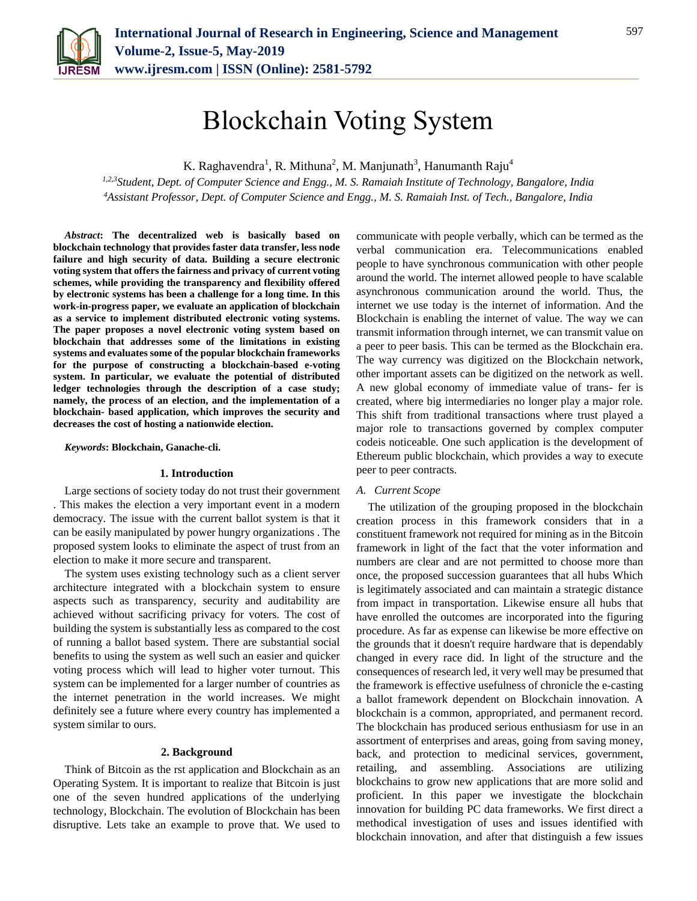# Blockchain Voting System

K. Raghavendra[1], R. Mithuna[2], M. Manjunath[3], Hanumanth Raju[4]

[1,2,3]*Student, Dept. of Computer Science and Engg., M. S. Ramaiah Institute of Technology, Bangalore, India*
[4]*Assistant Professor, Dept. of Computer Science and Engg., M. S. Ramaiah Inst. of Tech., Bangalore, India*

***Abstract*: The decentralized web is basically based on blockchain technology that provides faster data transfer, less node failure and high security of data. Building a secure electronic voting system that offers the fairness and privacy of current voting schemes, while providing the transparency and flexibility offered by electronic systems has been a challenge for a long time. In this work-in-progress paper, we evaluate an application of blockchain as a service to implement distributed electronic voting systems. The paper proposes a novel electronic voting system based on blockchain that addresses some of the limitations in existing systems and evaluates some of the popular blockchain frameworks for the purpose of constructing a blockchain-based e-voting system. In particular, we evaluate the potential of distributed ledger technologies through the description of a case study; namely, the process of an election, and the implementation of a blockchain- based application, which improves the security and decreases the cost of hosting a nationwide election.**

***Keywords*: Blockchain, Ganache-cli.**

## 1. Introduction

Large sections of society today do not trust their government . This makes the election a very important event in a modern democracy. The issue with the current ballot system is that it can be easily manipulated by power hungry organizations . The proposed system looks to eliminate the aspect of trust from an election to make it more secure and transparent.

The system uses existing technology such as a client server architecture integrated with a blockchain system to ensure aspects such as transparency, security and auditability are achieved without sacrificing privacy for voters. The cost of building the system is substantially less as compared to the cost of running a ballot based system. There are substantial social benefits to using the system as well such an easier and quicker voting process which will lead to higher voter turnout. This system can be implemented for a larger number of countries as the internet penetration in the world increases. We might definitely see a future where every country has implemented a system similar to ours.

## 2. Background

Think of Bitcoin as the rst application and Blockchain as an Operating System. It is important to realize that Bitcoin is just one of the seven hundred applications of the underlying technology, Blockchain. The evolution of Blockchain has been disruptive. Lets take an example to prove that. We used to communicate with people verbally, which can be termed as the verbal communication era. Telecommunications enabled people to have synchronous communication with other people around the world. The internet allowed people to have scalable asynchronous communication around the world. Thus, the internet we use today is the internet of information. And the Blockchain is enabling the internet of value. The way we can transmit information through internet, we can transmit value on a peer to peer basis. This can be termed as the Blockchain era. The way currency was digitized on the Blockchain network, other important assets can be digitized on the network as well. A new global economy of immediate value of trans- fer is created, where big intermediaries no longer play a major role. This shift from traditional transactions where trust played a major role to transactions governed by complex computer codeis noticeable. One such application is the development of Ethereum public blockchain, which provides a way to execute peer to peer contracts.

### *A. Current Scope*

The utilization of the grouping proposed in the blockchain creation process in this framework considers that in a constituent framework not required for mining as in the Bitcoin framework in light of the fact that the voter information and numbers are clear and are not permitted to choose more than once, the proposed succession guarantees that all hubs Which is legitimately associated and can maintain a strategic distance from impact in transportation. Likewise ensure all hubs that have enrolled the outcomes are incorporated into the figuring procedure. As far as expense can likewise be more effective on the grounds that it doesn't require hardware that is dependably changed in every race did. In light of the structure and the consequences of research led, it very well may be presumed that the framework is effective usefulness of chronicle the e-casting a ballot framework dependent on Blockchain innovation. A blockchain is a common, appropriated, and permanent record. The blockchain has produced serious enthusiasm for use in an assortment of enterprises and areas, going from saving money, back, and protection to medicinal services, government, retailing, and assembling. Associations are utilizing blockchains to grow new applications that are more solid and proficient. In this paper we investigate the blockchain innovation for building PC data frameworks. We first direct a methodical investigation of uses and issues identified with blockchain innovation, and after that distinguish a few issues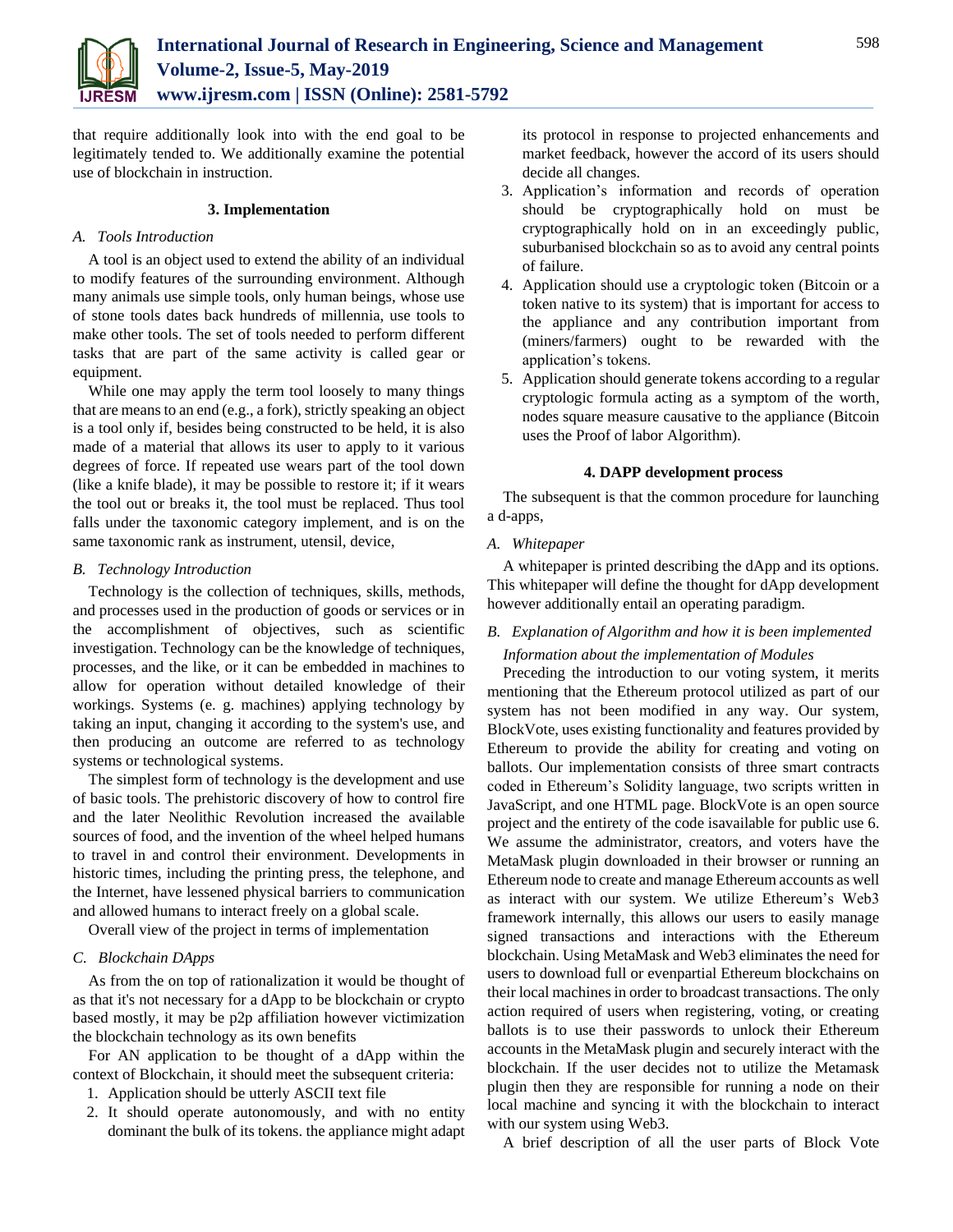that require additionally look into with the end goal to be legitimately tended to. We additionally examine the potential use of blockchain in instruction.

## 3. Implementation

### A. Tools Introduction

A tool is an object used to extend the ability of an individual to modify features of the surrounding environment. Although many animals use simple tools, only human beings, whose use of stone tools dates back hundreds of millennia, use tools to make other tools. The set of tools needed to perform different tasks that are part of the same activity is called gear or equipment.

While one may apply the term tool loosely to many things that are means to an end (e.g., a fork), strictly speaking an object is a tool only if, besides being constructed to be held, it is also made of a material that allows its user to apply to it various degrees of force. If repeated use wears part of the tool down (like a knife blade), it may be possible to restore it; if it wears the tool out or breaks it, the tool must be replaced. Thus tool falls under the taxonomic category implement, and is on the same taxonomic rank as instrument, utensil, device,

### B. Technology Introduction

Technology is the collection of techniques, skills, methods, and processes used in the production of goods or services or in the accomplishment of objectives, such as scientific investigation. Technology can be the knowledge of techniques, processes, and the like, or it can be embedded in machines to allow for operation without detailed knowledge of their workings. Systems (e. g. machines) applying technology by taking an input, changing it according to the system's use, and then producing an outcome are referred to as technology systems or technological systems.

The simplest form of technology is the development and use of basic tools. The prehistoric discovery of how to control fire and the later Neolithic Revolution increased the available sources of food, and the invention of the wheel helped humans to travel in and control their environment. Developments in historic times, including the printing press, the telephone, and the Internet, have lessened physical barriers to communication and allowed humans to interact freely on a global scale.

Overall view of the project in terms of implementation

### C. Blockchain DApps

As from the on top of rationalization it would be thought of as that it's not necessary for a dApp to be blockchain or crypto based mostly, it may be p2p affiliation however victimization the blockchain technology as its own benefits

For AN application to be thought of a dApp within the context of Blockchain, it should meet the subsequent criteria:

1. Application should be utterly ASCII text file
2. It should operate autonomously, and with no entity dominant the bulk of its tokens. the appliance might adapt its protocol in response to projected enhancements and market feedback, however the accord of its users should decide all changes.
3. Application's information and records of operation should be cryptographically hold on must be cryptographically hold on in an exceedingly public, suburbanised blockchain so as to avoid any central points of failure.
4. Application should use a cryptologic token (Bitcoin or a token native to its system) that is important for access to the appliance and any contribution important from (miners/farmers) ought to be rewarded with the application's tokens.
5. Application should generate tokens according to a regular cryptologic formula acting as a symptom of the worth, nodes square measure causative to the appliance (Bitcoin uses the Proof of labor Algorithm).

## 4. DAPP development process

The subsequent is that the common procedure for launching a d-apps,

### A. Whitepaper

A whitepaper is printed describing the dApp and its options. This whitepaper will define the thought for dApp development however additionally entail an operating paradigm.

### B. Explanation of Algorithm and how it is been implemented

*Information about the implementation of Modules*

Preceding the introduction to our voting system, it merits mentioning that the Ethereum protocol utilized as part of our system has not been modified in any way. Our system, BlockVote, uses existing functionality and features provided by Ethereum to provide the ability for creating and voting on ballots. Our implementation consists of three smart contracts coded in Ethereum's Solidity language, two scripts written in JavaScript, and one HTML page. BlockVote is an open source project and the entirety of the code isavailable for public use 6. We assume the administrator, creators, and voters have the MetaMask plugin downloaded in their browser or running an Ethereum node to create and manage Ethereum accounts as well as interact with our system. We utilize Ethereum's Web3 framework internally, this allows our users to easily manage signed transactions and interactions with the Ethereum blockchain. Using MetaMask and Web3 eliminates the need for users to download full or evenpartial Ethereum blockchains on their local machines in order to broadcast transactions. The only action required of users when registering, voting, or creating ballots is to use their passwords to unlock their Ethereum accounts in the MetaMask plugin and securely interact with the blockchain. If the user decides not to utilize the Metamask plugin then they are responsible for running a node on their local machine and syncing it with the blockchain to interact with our system using Web3.

A brief description of all the user parts of Block Vote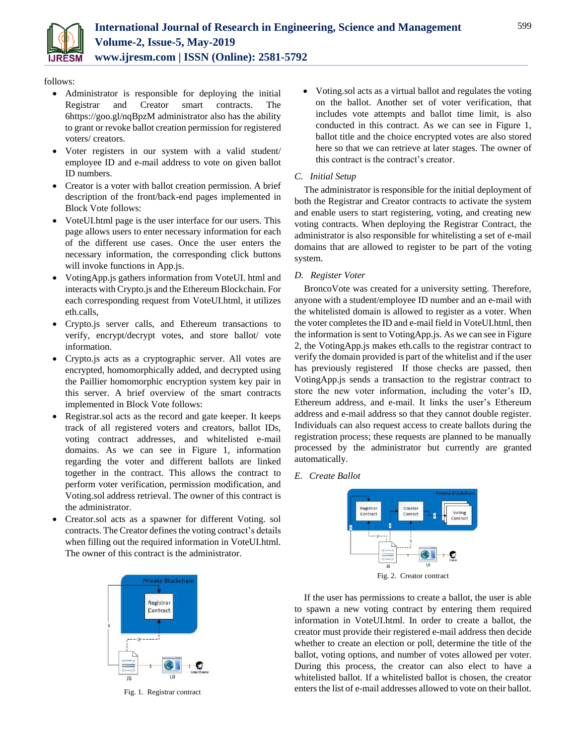follows:

- Administrator is responsible for deploying the initial Registrar and Creator smart contracts. The 6https://goo.gl/nqBpzM administrator also has the ability to grant or revoke ballot creation permission for registered voters/ creators.
- Voter registers in our system with a valid student/ employee ID and e-mail address to vote on given ballot ID numbers.
- Creator is a voter with ballot creation permission. A brief description of the front/back-end pages implemented in Block Vote follows:
- VoteUI.html page is the user interface for our users. This page allows users to enter necessary information for each of the different use cases. Once the user enters the necessary information, the corresponding click buttons will invoke functions in App.js.
- VotingApp.js gathers information from VoteUI. html and interacts with Crypto.js and the Ethereum Blockchain. For each corresponding request from VoteUI.html, it utilizes eth.calls,
- Crypto.js server calls, and Ethereum transactions to verify, encrypt/decrypt votes, and store ballot/ vote information.
- Crypto.js acts as a cryptographic server. All votes are encrypted, homomorphically added, and decrypted using the Paillier homomorphic encryption system key pair in this server. A brief overview of the smart contracts implemented in Block Vote follows:
- Registrar.sol acts as the record and gate keeper. It keeps track of all registered voters and creators, ballot IDs, voting contract addresses, and whitelisted e-mail domains. As we can see in Figure 1, information regarding the voter and different ballots are linked together in the contract. This allows the contract to perform voter verification, permission modification, and Voting.sol address retrieval. The owner of this contract is the administrator.
- Creator.sol acts as a spawner for different Voting. sol contracts. The Creator defines the voting contract's details when filling out the required information in VoteUI.html. The owner of this contract is the administrator.

Fig. 1. Registrar contract

- Voting.sol acts as a virtual ballot and regulates the voting on the ballot. Another set of voter verification, that includes vote attempts and ballot time limit, is also conducted in this contract. As we can see in Figure 1, ballot title and the choice encrypted votes are also stored here so that we can retrieve at later stages. The owner of this contract is the contract's creator.

### C. *Initial Setup*

The administrator is responsible for the initial deployment of both the Registrar and Creator contracts to activate the system and enable users to start registering, voting, and creating new voting contracts. When deploying the Registrar Contract, the administrator is also responsible for whitelisting a set of e-mail domains that are allowed to register to be part of the voting system.

### D. *Register Voter*

BroncoVote was created for a university setting. Therefore, anyone with a student/employee ID number and an e-mail with the whitelisted domain is allowed to register as a voter. When the voter completes the ID and e-mail field in VoteUI.html, then the information is sent to VotingApp.js. As we can see in Figure 2, the VotingApp.js makes eth.calls to the registrar contract to verify the domain provided is part of the whitelist and if the user has previously registered If those checks are passed, then VotingApp.js sends a transaction to the registrar contract to store the new voter information, including the voter's ID, Ethereum address, and e-mail. It links the user's Ethereum address and e-mail address so that they cannot double register. Individuals can also request access to create ballots during the registration process; these requests are planned to be manually processed by the administrator but currently are granted automatically.

### E. *Create Ballot*

Fig. 2. Creator contract

If the user has permissions to create a ballot, the user is able to spawn a new voting contract by entering them required information in VoteUI.html. In order to create a ballot, the creator must provide their registered e-mail address then decide whether to create an election or poll, determine the title of the ballot, voting options, and number of votes allowed per voter. During this process, the creator can also elect to have a whitelisted ballot. If a whitelisted ballot is chosen, the creator enters the list of e-mail addresses allowed to vote on their ballot.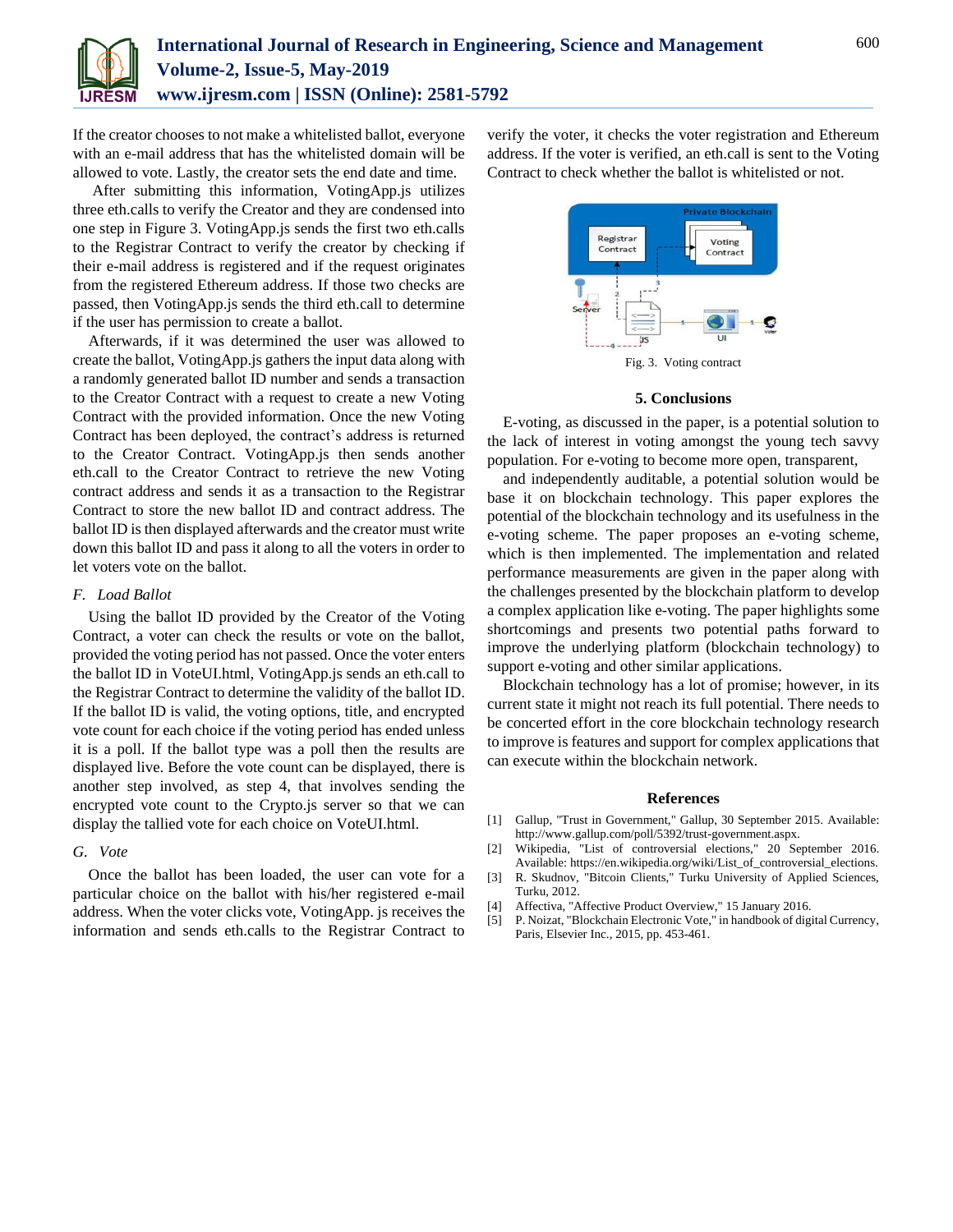If the creator chooses to not make a whitelisted ballot, everyone with an e-mail address that has the whitelisted domain will be allowed to vote. Lastly, the creator sets the end date and time.

After submitting this information, VotingApp.js utilizes three eth.calls to verify the Creator and they are condensed into one step in Figure 3. VotingApp.js sends the first two eth.calls to the Registrar Contract to verify the creator by checking if their e-mail address is registered and if the request originates from the registered Ethereum address. If those two checks are passed, then VotingApp.js sends the third eth.call to determine if the user has permission to create a ballot.

Afterwards, if it was determined the user was allowed to create the ballot, VotingApp.js gathers the input data along with a randomly generated ballot ID number and sends a transaction to the Creator Contract with a request to create a new Voting Contract with the provided information. Once the new Voting Contract has been deployed, the contract's address is returned to the Creator Contract. VotingApp.js then sends another eth.call to the Creator Contract to retrieve the new Voting contract address and sends it as a transaction to the Registrar Contract to store the new ballot ID and contract address. The ballot ID is then displayed afterwards and the creator must write down this ballot ID and pass it along to all the voters in order to let voters vote on the ballot.

### *F. Load Ballot*

Using the ballot ID provided by the Creator of the Voting Contract, a voter can check the results or vote on the ballot, provided the voting period has not passed. Once the voter enters the ballot ID in VoteUI.html, VotingApp.js sends an eth.call to the Registrar Contract to determine the validity of the ballot ID. If the ballot ID is valid, the voting options, title, and encrypted vote count for each choice if the voting period has ended unless it is a poll. If the ballot type was a poll then the results are displayed live. Before the vote count can be displayed, there is another step involved, as step 4, that involves sending the encrypted vote count to the Crypto.js server so that we can display the tallied vote for each choice on VoteUI.html.

### *G. Vote*

Once the ballot has been loaded, the user can vote for a particular choice on the ballot with his/her registered e-mail address. When the voter clicks vote, VotingApp. js receives the information and sends eth.calls to the Registrar Contract to verify the voter, it checks the voter registration and Ethereum address. If the voter is verified, an eth.call is sent to the Voting Contract to check whether the ballot is whitelisted or not.

Private Blockchain
Registrar Contract
Voting Contract
Server
JS
UI
Voter
1
2
3
4

Fig. 3. Voting contract

## 5. Conclusions

E-voting, as discussed in the paper, is a potential solution to the lack of interest in voting amongst the young tech savvy population. For e-voting to become more open, transparent, and independently auditable, a potential solution would be base it on blockchain technology. This paper explores the potential of the blockchain technology and its usefulness in the e-voting scheme. The paper proposes an e-voting scheme, which is then implemented. The implementation and related performance measurements are given in the paper along with the challenges presented by the blockchain platform to develop a complex application like e-voting. The paper highlights some shortcomings and presents two potential paths forward to improve the underlying platform (blockchain technology) to support e-voting and other similar applications.

Blockchain technology has a lot of promise; however, in its current state it might not reach its full potential. There needs to be concerted effort in the core blockchain technology research to improve is features and support for complex applications that can execute within the blockchain network.

## References

[1] Gallup, "Trust in Government," Gallup, 30 September 2015. Available: http://www.gallup.com/poll/5392/trust-government.aspx.
[2] Wikipedia, "List of controversial elections," 20 September 2016. Available: https://en.wikipedia.org/wiki/List_of_controversial_elections.
[3] R. Skudnov, "Bitcoin Clients," Turku University of Applied Sciences, Turku, 2012.
[4] Affectiva, "Affective Product Overview," 15 January 2016.
[5] P. Noizat, "Blockchain Electronic Vote," in handbook of digital Currency, Paris, Elsevier Inc., 2015, pp. 453-461.